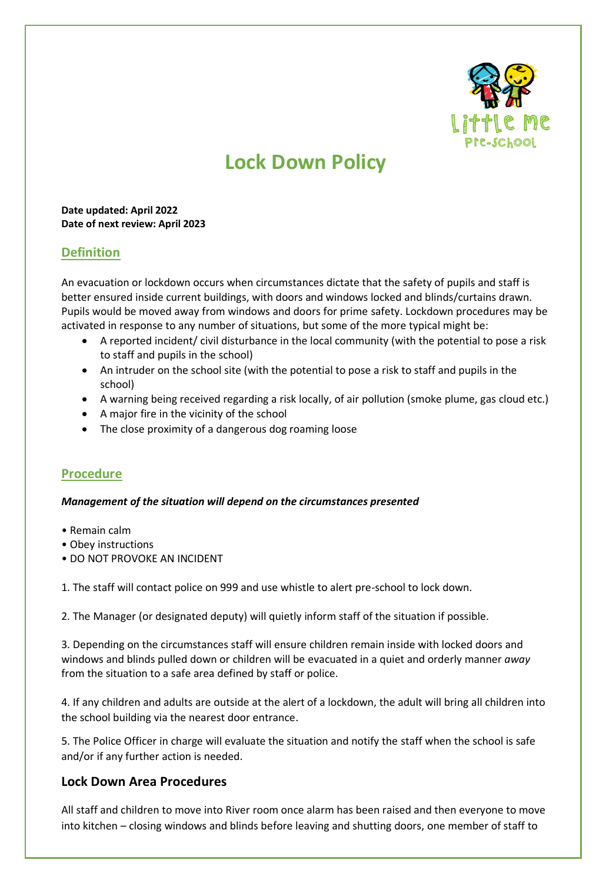# Lock Down Policy

**Date updated: April 2022**
**Date of next review: April 2023**

## Definition

An evacuation or lockdown occurs when circumstances dictate that the safety of pupils and staff is better ensured inside current buildings, with doors and windows locked and blinds/curtains drawn. Pupils would be moved away from windows and doors for prime safety. Lockdown procedures may be activated in response to any number of situations, but some of the more typical might be:

- A reported incident/ civil disturbance in the local community (with the potential to pose a risk to staff and pupils in the school)
- An intruder on the school site (with the potential to pose a risk to staff and pupils in the school)
- A warning being received regarding a risk locally, of air pollution (smoke plume, gas cloud etc.)
- A major fire in the vicinity of the school
- The close proximity of a dangerous dog roaming loose

## Procedure

***Management of the situation will depend on the circumstances presented***

- Remain calm
- Obey instructions
- DO NOT PROVOKE AN INCIDENT

1. The staff will contact police on 999 and use whistle to alert pre-school to lock down.

2. The Manager (or designated deputy) will quietly inform staff of the situation if possible.

3. Depending on the circumstances staff will ensure children remain inside with locked doors and windows and blinds pulled down or children will be evacuated in a quiet and orderly manner *away* from the situation to a safe area defined by staff or police.

4. If any children and adults are outside at the alert of a lockdown, the adult will bring all children into the school building via the nearest door entrance.

5. The Police Officer in charge will evaluate the situation and notify the staff when the school is safe and/or if any further action is needed.

### Lock Down Area Procedures

All staff and children to move into River room once alarm has been raised and then everyone to move into kitchen – closing windows and blinds before leaving and shutting doors, one member of staff to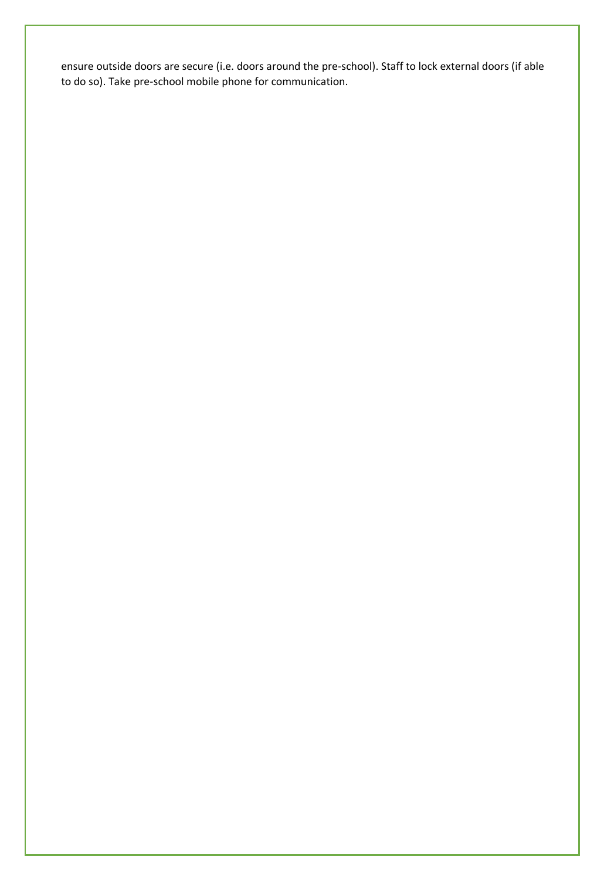ensure outside doors are secure (i.e. doors around the pre-school). Staff to lock external doors (if able to do so). Take pre-school mobile phone for communication.